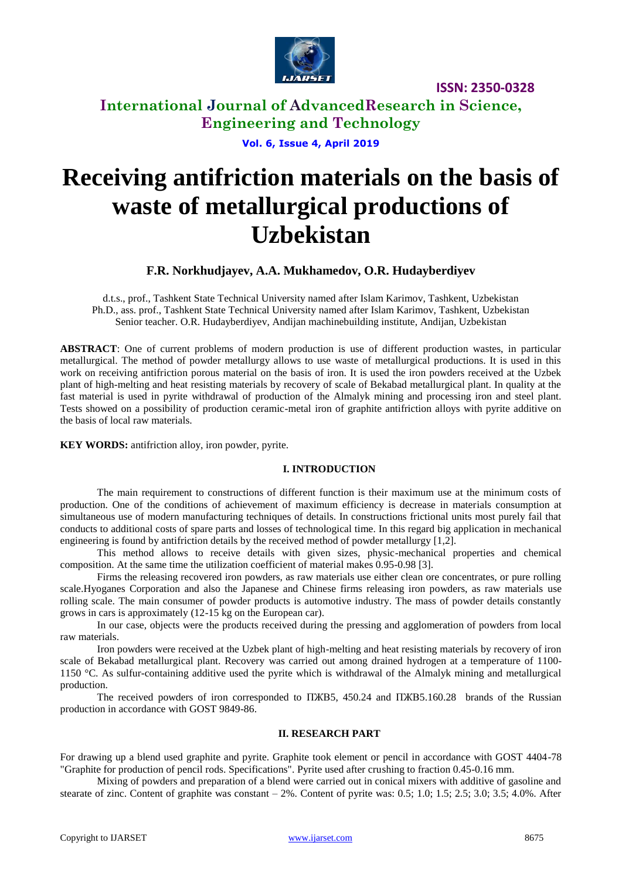# Receiving antifriction materials on the basis of waste of metallurgical productions of Uzbekistan

**F.R. Norkhudjayev, A.A. Mukhamedov, O.R. Hudayberdiyev**

d.t.s., prof., Tashkent State Technical University named after Islam Karimov, Tashkent, Uzbekistan
Ph.D., ass. prof., Tashkent State Technical University named after Islam Karimov, Tashkent, Uzbekistan
Senior teacher. O.R. Hudayberdiyev, Andijan machinebuilding institute, Andijan, Uzbekistan

**ABSTRACT**: One of current problems of modern production is use of different production wastes, in particular metallurgical. The method of powder metallurgy allows to use waste of metallurgical productions. It is used in this work on receiving antifriction porous material on the basis of iron. It is used the iron powders received at the Uzbek plant of high-melting and heat resisting materials by recovery of scale of Bekabad metallurgical plant. In quality at the fast material is used in pyrite withdrawal of production of the Almalyk mining and processing iron and steel plant. Tests showed on a possibility of production ceramic-metal iron of graphite antifriction alloys with pyrite additive on the basis of local raw materials.

**KEY WORDS:** antifriction alloy, iron powder, pyrite.

## I. INTRODUCTION

The main requirement to constructions of different function is their maximum use at the minimum costs of production. One of the conditions of achievement of maximum efficiency is decrease in materials consumption at simultaneous use of modern manufacturing techniques of details. In constructions frictional units most purely fail that conducts to additional costs of spare parts and losses of technological time. In this regard big application in mechanical engineering is found by antifriction details by the received method of powder metallurgy [1,2].

This method allows to receive details with given sizes, physic-mechanical properties and chemical composition. At the same time the utilization coefficient of material makes 0.95-0.98 [3].

Firms the releasing recovered iron powders, as raw materials use either clean ore concentrates, or pure rolling scale.Hyoganes Corporation and also the Japanese and Chinese firms releasing iron powders, as raw materials use rolling scale. The main consumer of powder products is automotive industry. The mass of powder details constantly grows in cars is approximately (12-15 kg on the European car).

In our case, objects were the products received during the pressing and agglomeration of powders from local raw materials.

Iron powders were received at the Uzbek plant of high-melting and heat resisting materials by recovery of iron scale of Bekabad metallurgical plant. Recovery was carried out among drained hydrogen at a temperature of 1100-1150 °C. As sulfur-containing additive used the pyrite which is withdrawal of the Almalyk mining and metallurgical production.

The received powders of iron corresponded to ПЖВ5, 450.24 and ПЖВ5.160.28 brands of the Russian production in accordance with GOST 9849-86.

## II. RESEARCH PART

For drawing up a blend used graphite and pyrite. Graphite took element or pencil in accordance with GOST 4404-78 "Graphite for production of pencil rods. Specifications". Pyrite used after crushing to fraction 0.45-0.16 mm.

Mixing of powders and preparation of a blend were carried out in conical mixers with additive of gasoline and stearate of zinc. Content of graphite was constant – 2%. Content of pyrite was: 0.5; 1.0; 1.5; 2.5; 3.0; 3.5; 4.0%. After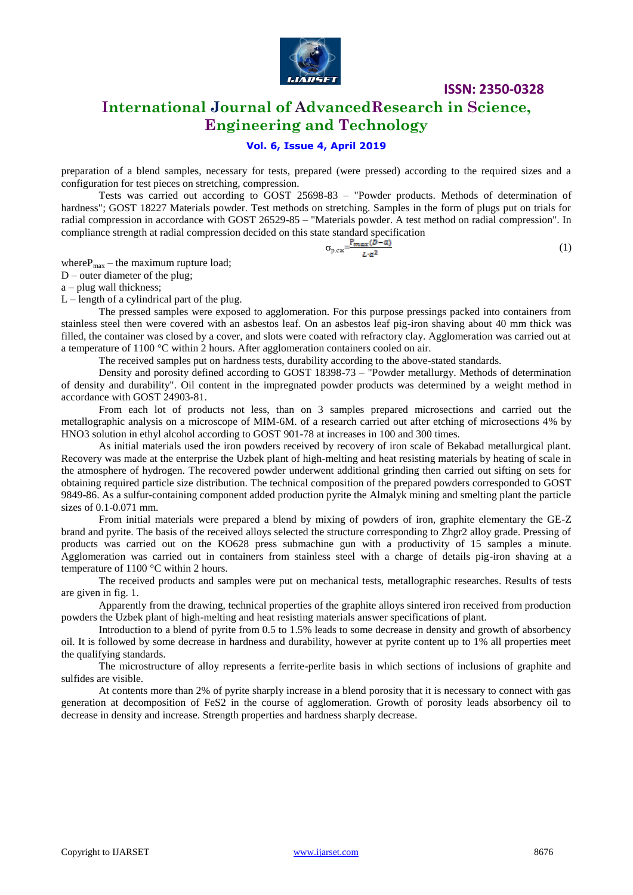preparation of a blend samples, necessary for tests, prepared (were pressed) according to the required sizes and a configuration for test pieces on stretching, compression.

Tests was carried out according to GOST 25698-83 – "Powder products. Methods of determination of hardness"; GOST 18227 Materials powder. Test methods on stretching. Samples in the form of plugs put on trials for radial compression in accordance with GOST 26529-85 – "Materials powder. A test method on radial compression". In compliance strength at radial compression decided on this state standard specification

$$\sigma_{р.сж}=\frac{P_{max}(D-a)}{L\cdot a^2} \quad (1)$$

where$P_{max}$ – the maximum rupture load;

D – outer diameter of the plug;

a – plug wall thickness;

L – length of a cylindrical part of the plug.

The pressed samples were exposed to agglomeration. For this purpose pressings packed into containers from stainless steel then were covered with an asbestos leaf. On an asbestos leaf pig-iron shaving about 40 mm thick was filled, the container was closed by a cover, and slots were coated with refractory clay. Agglomeration was carried out at a temperature of 1100 °C within 2 hours. After agglomeration containers cooled on air.

The received samples put on hardness tests, durability according to the above-stated standards.

Density and porosity defined according to GOST 18398-73 – "Powder metallurgy. Methods of determination of density and durability". Oil content in the impregnated powder products was determined by a weight method in accordance with GOST 24903-81.

From each lot of products not less, than on 3 samples prepared microsections and carried out the metallographic analysis on a microscope of MIM-6M. of a research carried out after etching of microsections 4% by HNO3 solution in ethyl alcohol according to GOST 901-78 at increases in 100 and 300 times.

As initial materials used the iron powders received by recovery of iron scale of Bekabad metallurgical plant. Recovery was made at the enterprise the Uzbek plant of high-melting and heat resisting materials by heating of scale in the atmosphere of hydrogen. The recovered powder underwent additional grinding then carried out sifting on sets for obtaining required particle size distribution. The technical composition of the prepared powders corresponded to GOST 9849-86. As a sulfur-containing component added production pyrite the Almalyk mining and smelting plant the particle sizes of 0.1-0.071 mm.

From initial materials were prepared a blend by mixing of powders of iron, graphite elementary the GE-Z brand and pyrite. The basis of the received alloys selected the structure corresponding to Zhgr2 alloy grade. Pressing of products was carried out on the KO628 press submachine gun with a productivity of 15 samples a minute. Agglomeration was carried out in containers from stainless steel with a charge of details pig-iron shaving at a temperature of 1100 °C within 2 hours.

The received products and samples were put on mechanical tests, metallographic researches. Results of tests are given in fig. 1.

Apparently from the drawing, technical properties of the graphite alloys sintered iron received from production powders the Uzbek plant of high-melting and heat resisting materials answer specifications of plant.

Introduction to a blend of pyrite from 0.5 to 1.5% leads to some decrease in density and growth of absorbency oil. It is followed by some decrease in hardness and durability, however at pyrite content up to 1% all properties meet the qualifying standards.

The microstructure of alloy represents a ferrite-perlite basis in which sections of inclusions of graphite and sulfides are visible.

At contents more than 2% of pyrite sharply increase in a blend porosity that it is necessary to connect with gas generation at decomposition of FeS2 in the course of agglomeration. Growth of porosity leads absorbency oil to decrease in density and increase. Strength properties and hardness sharply decrease.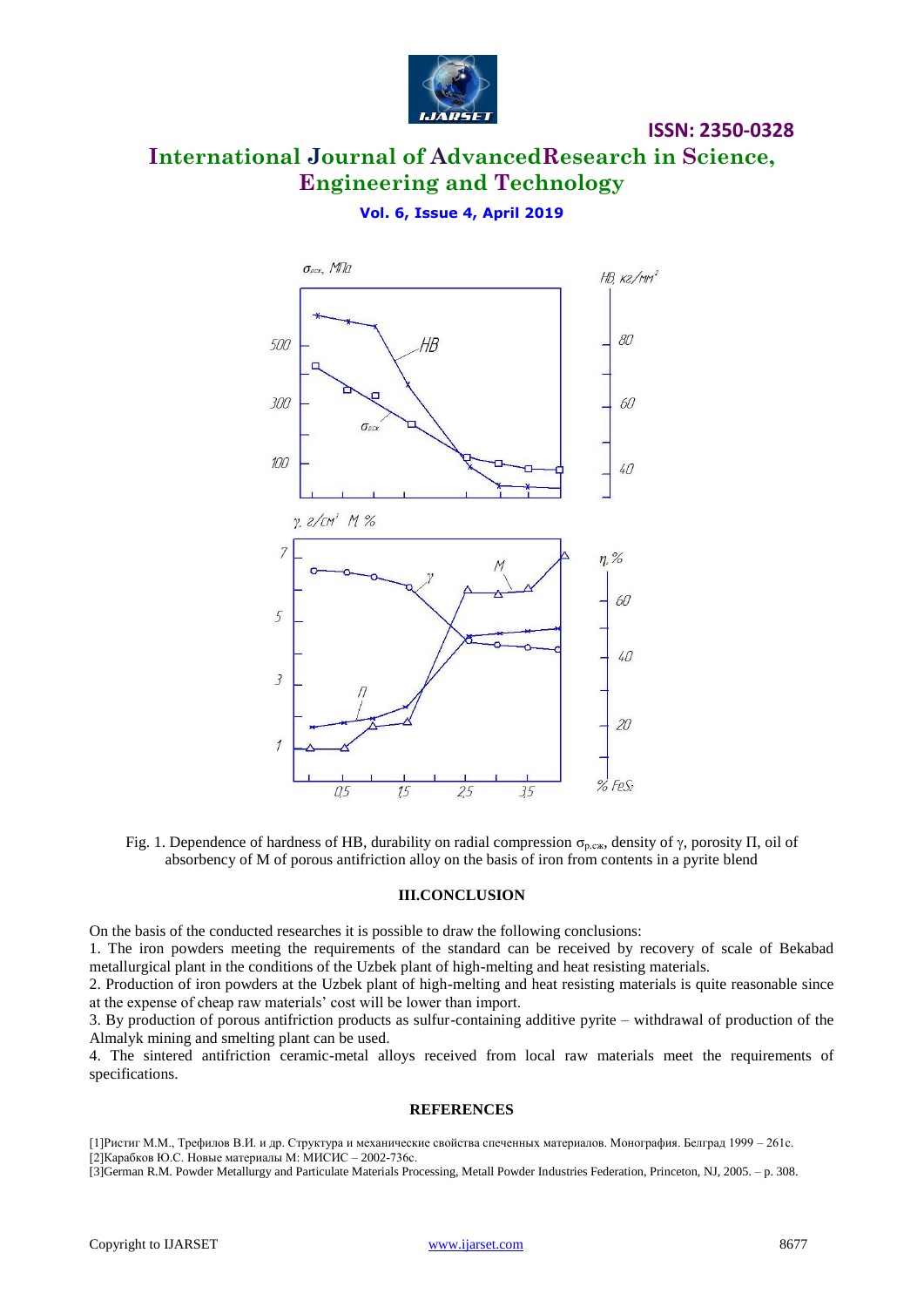Fig. 1. Dependence of hardness of HB, durability on radial compression $\sigma_{р.сж}$, density of $\gamma$, porosity П, oil of absorbency of M of porous antifriction alloy on the basis of iron from contents in a pyrite blend

## III.CONCLUSION

On the basis of the conducted researches it is possible to draw the following conclusions:

1. The iron powders meeting the requirements of the standard can be received by recovery of scale of Bekabad metallurgical plant in the conditions of the Uzbek plant of high-melting and heat resisting materials.
2. Production of iron powders at the Uzbek plant of high-melting and heat resisting materials is quite reasonable since at the expense of cheap raw materials' cost will be lower than import.
3. By production of porous antifriction products as sulfur-containing additive pyrite – withdrawal of production of the Almalyk mining and smelting plant can be used.
4. The sintered antifriction ceramic-metal alloys received from local raw materials meet the requirements of specifications.

## REFERENCES

[1]Ристиг М.М., Трефилов В.И. и др. Структура и механические свойства спеченных материалов. Монография. Белград 1999 – 261с.

[2]Карабков Ю.С. Новые материалы М: МИСИС – 2002-736с.

[3]German R.M. Powder Metallurgy and Particulate Materials Processing, Metall Powder Industries Federation, Princeton, NJ, 2005. – p. 308.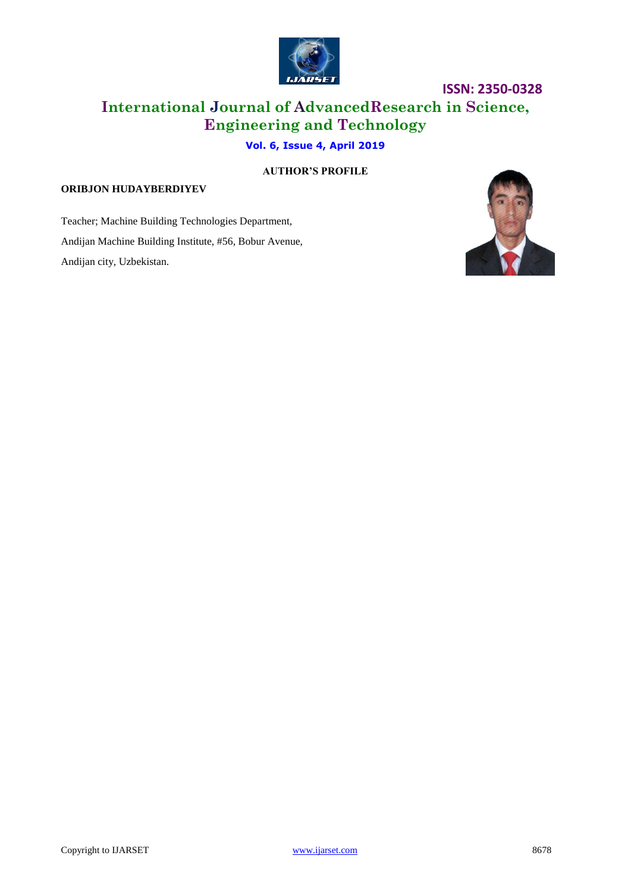**AUTHOR'S PROFILE**

**ORIBJON HUDAYBERDIYEV**

Teacher; Machine Building Technologies Department,

Andijan Machine Building Institute, #56, Bobur Avenue,

Andijan city, Uzbekistan.